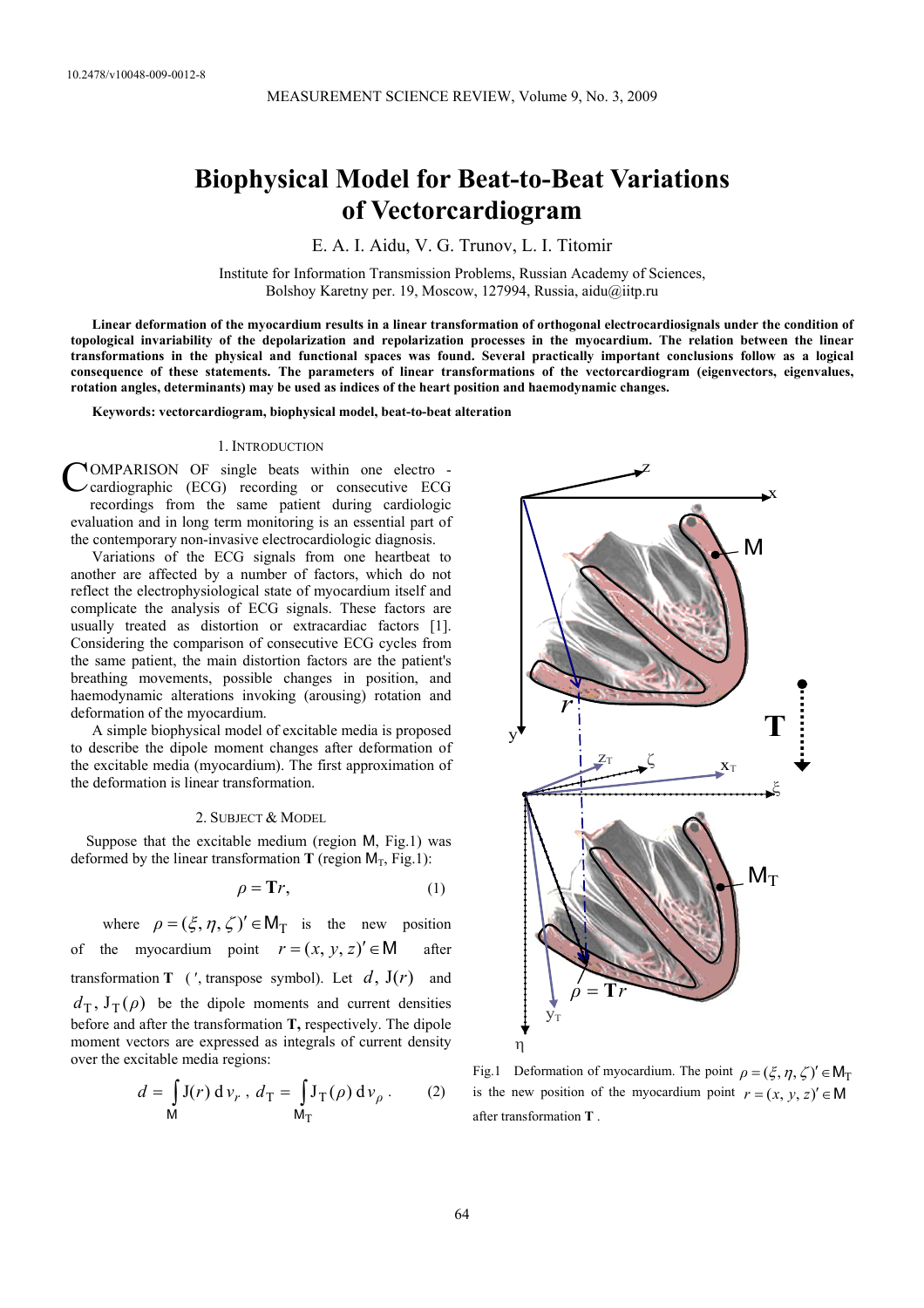10.2478/v10048-009-0012-8

# Biophysical Model for Beat-to-Beat Variations of Vectorcardiogram

E. A. I. Aidu, V. G. Trunov, L. I. Titomir

Institute for Information Transmission Problems, Russian Academy of Sciences, Bolshoy Karetny per. 19, Moscow, 127994, Russia, aidu@iitp.ru

**Linear deformation of the myocardium results in a linear transformation of orthogonal electrocardiosignals under the condition of topological invariability of the depolarization and repolarization processes in the myocardium. The relation between the linear transformations in the physical and functional spaces was found. Several practically important conclusions follow as a logical consequence of these statements. The parameters of linear transformations of the vectorcardiogram (eigenvectors, eigenvalues, rotation angles, determinants) may be used as indices of the heart position and haemodynamic changes.**

**Keywords: vectorcardiogram, biophysical model, beat-to-beat alteration**

## 1. Introduction

COMPARISON OF single beats within one electro - cardiographic (ECG) recording or consecutive ECG recordings from the same patient during cardiologic evaluation and in long term monitoring is an essential part of the contemporary non-invasive electrocardiologic diagnosis.

Variations of the ECG signals from one heartbeat to another are affected by a number of factors, which do not reflect the electrophysiological state of myocardium itself and complicate the analysis of ECG signals. These factors are usually treated as distortion or extracardiac factors [1]. Considering the comparison of consecutive ECG cycles from the same patient, the main distortion factors are the patient's breathing movements, possible changes in position, and haemodynamic alterations invoking (arousing) rotation and deformation of the myocardium.

A simple biophysical model of excitable media is proposed to describe the dipole moment changes after deformation of the excitable media (myocardium). The first approximation of the deformation is linear transformation.

## 2. Subject & Model

Suppose that the excitable medium (region M, Fig.1) was deformed by the linear transformation **T** (region $M_T$, Fig.1):

$$\rho = \mathbf{T}r, \qquad (1)$$

where $\rho = (\xi, \eta, \zeta)' \in M_T$ is the new position of the myocardium point $r = (x, y, z)' \in M$ after transformation $\mathbf{T}$ ( $'$, transpose symbol). Let $d$, $J(r)$ and $d_T$, $J_T(\rho)$ be the dipole moments and current densities before and after the transformation **T**, respectively. The dipole moment vectors are expressed as integrals of current density over the excitable media regions:

$$d = \int_{M} J(r)\, \mathrm{d}v_r \,, \quad d_T = \int_{M_T} J_T(\rho)\, \mathrm{d}v_\rho \,. \qquad (2)$$

Fig.1 Deformation of myocardium. The point $\rho = (\xi, \eta, \zeta)' \in M_T$ is the new position of the myocardium point $r = (x, y, z)' \in M$ after transformation $\mathbf{T}$.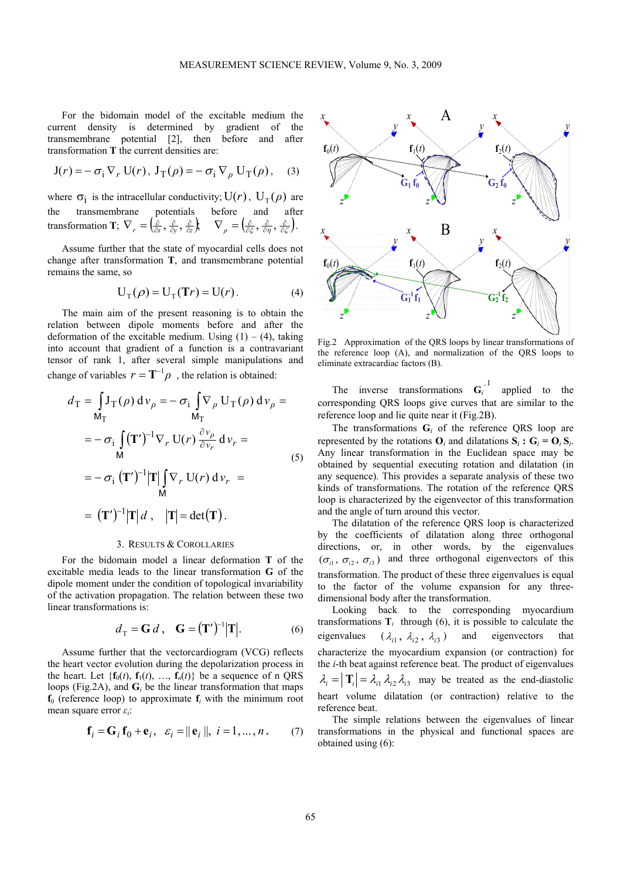For the bidomain model of the excitable medium the current density is determined by gradient of the transmembrane potential [2], then before and after transformation **T** the current densities are:

$$\mathrm{J}(r) = -\sigma_{\mathrm{i}} \nabla_r \mathrm{U}(r),\ \mathrm{J_T}(\rho) = -\sigma_{\mathrm{i}} \nabla_\rho \mathrm{U_T}(\rho), \quad (3)$$

where $\sigma_{\mathrm{i}}$ is the intracellular conductivity; $\mathrm{U}(r)$, $\mathrm{U_T}(\rho)$ are the transmembrane potentials before and after transformation **T**; $\nabla_r = \left(\frac{\partial}{\partial x}, \frac{\partial}{\partial y}, \frac{\partial}{\partial z}\right)$, $\nabla_\rho = \left(\frac{\partial}{\partial \xi}, \frac{\partial}{\partial \eta}, \frac{\partial}{\partial \zeta}\right)$.

Assume further that the state of myocardial cells does not change after transformation **T**, and transmembrane potential remains the same, so

$$\mathrm{U_T}(\rho) = \mathrm{U_T}(\mathbf{T}r) = \mathrm{U}(r). \quad (4)$$

The main aim of the present reasoning is to obtain the relation between dipole moments before and after the deformation of the excitable medium. Using (1) – (4), taking into account that gradient of a function is a contravariant tensor of rank 1, after several simple manipulations and change of variables $r = \mathbf{T}^{-1}\rho$, the relation is obtained:

$$\begin{aligned} d_{\mathrm{T}} &= \int_{\mathrm{M_T}} \mathrm{J_T}(\rho)\, \mathrm{d}v_\rho = -\sigma_{\mathrm{i}} \int_{\mathrm{M_T}} \nabla_\rho \mathrm{U_T}(\rho)\, \mathrm{d}v_\rho = \\ &= -\sigma_{\mathrm{i}} \int_{\mathrm{M}} (\mathbf{T}')^{-1} \nabla_r \mathrm{U}(r) \frac{\partial v_\rho}{\partial v_r}\, \mathrm{d}v_r = \\ &= -\sigma_{\mathrm{i}} (\mathbf{T}')^{-1} |\mathbf{T}| \int_{\mathrm{M}} \nabla_r \mathrm{U}(r)\, \mathrm{d}v_r = \\ &= (\mathbf{T}')^{-1} |\mathbf{T}|\, d, \quad |\mathbf{T}| = \det(\mathbf{T}). \end{aligned} \quad (5)$$

## 3. Results & Corollaries

For the bidomain model a linear deformation **T** of the excitable media leads to the linear transformation **G** of the dipole moment under the condition of topological invariability of the activation propagation. The relation between these two linear transformations is:

$$d_{\mathrm{T}} = \mathbf{G}\, d, \quad \mathbf{G} = (\mathbf{T}')^{-1} |\mathbf{T}|. \quad (6)$$

Assume further that the vectorcardiogram (VCG) reflects the heart vector evolution during the depolarization process in the heart. Let $\{\mathbf{f}_0(t), \mathbf{f}_1(t), \ldots, \mathbf{f}_n(t)\}$ be a sequence of n QRS loops (Fig.2A), and $\mathbf{G}_i$ be the linear transformation that maps $\mathbf{f}_0$ (reference loop) to approximate $\mathbf{f}_i$ with the minimum root mean square error $\varepsilon_i$:

$$\mathbf{f}_i = \mathbf{G}_i \mathbf{f}_0 + \mathbf{e}_i, \quad \varepsilon_i = \| \mathbf{e}_i \|, \ i = 1, \ldots, n. \quad (7)$$

Fig.2 Approximation of the QRS loops by linear transformations of the reference loop (A), and normalization of the QRS loops to eliminate extracardiac factors (B).

The inverse transformations $\mathbf{G}_i^{-1}$ applied to the corresponding QRS loops give curves that are similar to the reference loop and lie quite near it (Fig.2B).

The transformations $\mathbf{G}_i$ of the reference QRS loop are represented by the rotations $\mathbf{O}_i$ and dilatations $\mathbf{S}_i$ : $\mathbf{G}_i = \mathbf{O}_i \mathbf{S}_i$. Any linear transformation in the Euclidean space may be obtained by sequential executing rotation and dilatation (in any sequence). This provides a separate analysis of these two kinds of transformations. The rotation of the reference QRS loop is characterized by the eigenvector of this transformation and the angle of turn around this vector.

The dilatation of the reference QRS loop is characterized by the coefficients of dilatation along three orthogonal directions, or, in other words, by the eigenvalues $(\sigma_{i1}, \sigma_{i2}, \sigma_{i3})$ and three orthogonal eigenvectors of this transformation. The product of these three eigenvalues is equal to the factor of the volume expansion for any three-dimensional body after the transformation.

Looking back to the corresponding myocardium transformations $\mathbf{T}_i$ through (6), it is possible to calculate the eigenvalues $(\lambda_{i1}, \lambda_{i2}, \lambda_{i3})$ and eigenvectors that characterize the myocardium expansion (or contraction) for the $i$-th beat against reference beat. The product of eigenvalues $\lambda_i = |\mathbf{T}_i| = \lambda_{i1} \lambda_{i2} \lambda_{i3}$ may be treated as the end-diastolic heart volume dilatation (or contraction) relative to the reference beat.

The simple relations between the eigenvalues of linear transformations in the physical and functional spaces are obtained using (6):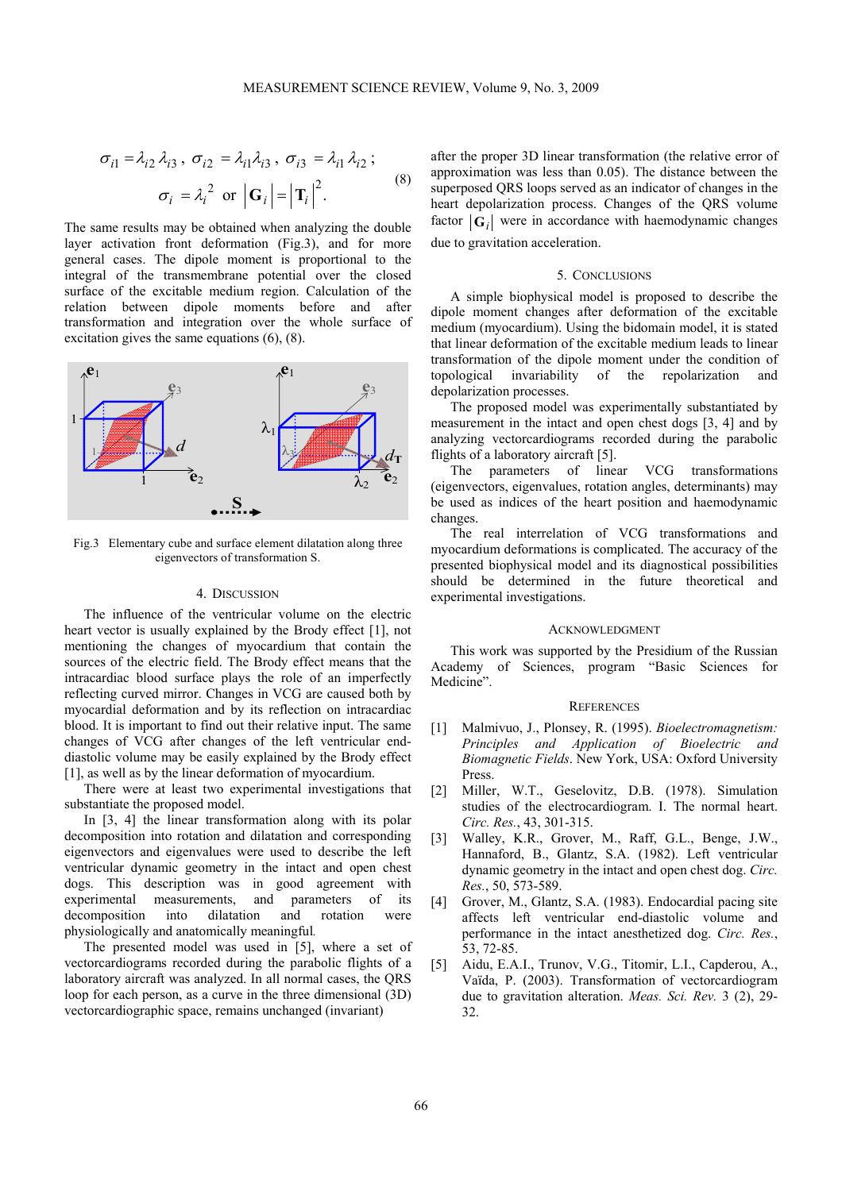$$\sigma_{i1} = \lambda_{i2}\lambda_{i3},\ \sigma_{i2} = \lambda_{i1}\lambda_{i3},\ \sigma_{i3} = \lambda_{i1}\lambda_{i2};$$
$$\sigma_i = \lambda_i^2 \text{ or } |\mathbf{G}_i| = |\mathbf{T}_i|^2. \tag{8}$$

The same results may be obtained when analyzing the double layer activation front deformation (Fig.3), and for more general cases. The dipole moment is proportional to the integral of the transmembrane potential over the closed surface of the excitable medium region. Calculation of the relation between dipole moments before and after transformation and integration over the whole surface of excitation gives the same equations (6), (8).

e1
e3
1
d
1
1
e2
e1
e3
λ1
λ3
dT
λ2
e2
S

Fig.3 Elementary cube and surface element dilatation along three eigenvectors of transformation S.

## 4. Discussion

The influence of the ventricular volume on the electric heart vector is usually explained by the Brody effect [1], not mentioning the changes of myocardium that contain the sources of the electric field. The Brody effect means that the intracardiac blood surface plays the role of an imperfectly reflecting curved mirror. Changes in VCG are caused both by myocardial deformation and by its reflection on intracardiac blood. It is important to find out their relative input. The same changes of VCG after changes of the left ventricular end-diastolic volume may be easily explained by the Brody effect [1], as well as by the linear deformation of myocardium.

There were at least two experimental investigations that substantiate the proposed model.

In [3, 4] the linear transformation along with its polar decomposition into rotation and dilatation and corresponding eigenvectors and eigenvalues were used to describe the left ventricular dynamic geometry in the intact and open chest dogs. This description was in good agreement with experimental measurements, and parameters of its decomposition into dilatation and rotation were physiologically and anatomically meaningful.

The presented model was used in [5], where a set of vectorcardiograms recorded during the parabolic flights of a laboratory aircraft was analyzed. In all normal cases, the QRS loop for each person, as a curve in the three dimensional (3D) vectorcardiographic space, remains unchanged (invariant) after the proper 3D linear transformation (the relative error of approximation was less than 0.05). The distance between the superposed QRS loops served as an indicator of changes in the heart depolarization process. Changes of the QRS volume factor $|\mathbf{G}_i|$ were in accordance with haemodynamic changes due to gravitation acceleration.

## 5. Conclusions

A simple biophysical model is proposed to describe the dipole moment changes after deformation of the excitable medium (myocardium). Using the bidomain model, it is stated that linear deformation of the excitable medium leads to linear transformation of the dipole moment under the condition of topological invariability of the repolarization and depolarization processes.

The proposed model was experimentally substantiated by measurement in the intact and open chest dogs [3, 4] and by analyzing vectorcardiograms recorded during the parabolic flights of a laboratory aircraft [5].

The parameters of linear VCG transformations (eigenvectors, eigenvalues, rotation angles, determinants) may be used as indices of the heart position and haemodynamic changes.

The real interrelation of VCG transformations and myocardium deformations is complicated. The accuracy of the presented biophysical model and its diagnostical possibilities should be determined in the future theoretical and experimental investigations.

## Acknowledgment

This work was supported by the Presidium of the Russian Academy of Sciences, program “Basic Sciences for Medicine”.

## References

[1] Malmivuo, J., Plonsey, R. (1995). *Bioelectromagnetism: Principles and Application of Bioelectric and Biomagnetic Fields*. New York, USA: Oxford University Press.

[2] Miller, W.T., Geselovitz, D.B. (1978). Simulation studies of the electrocardiogram. I. The normal heart. *Circ. Res.*, 43, 301-315.

[3] Walley, K.R., Grover, M., Raff, G.L., Benge, J.W., Hannaford, B., Glantz, S.A. (1982). Left ventricular dynamic geometry in the intact and open chest dog. *Circ. Res.*, 50, 573-589.

[4] Grover, M., Glantz, S.A. (1983). Endocardial pacing site affects left ventricular end-diastolic volume and performance in the intact anesthetized dog. *Circ. Res.*, 53, 72-85.

[5] Aidu, E.A.I., Trunov, V.G., Titomir, L.I., Capderou, A., Vaïda, P. (2003). Transformation of vectorcardiogram due to gravitation alteration. *Meas. Sci. Rev.* 3 (2), 29-32.